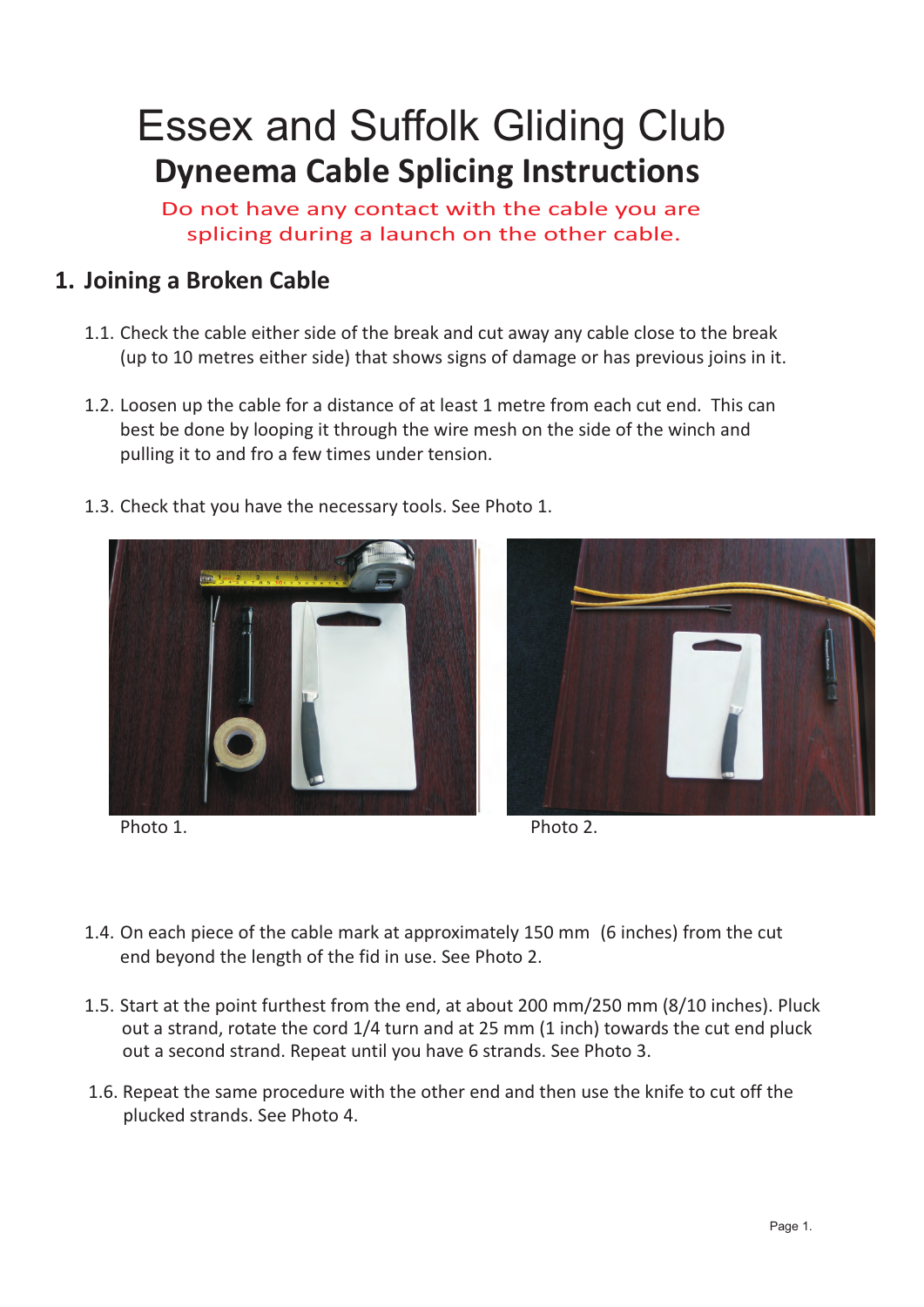# Essex and Suffolk Gliding Club

## Dyneema Cable Splicing Instructions

Do not have any contact with the cable you are splicing during a launch on the other cable.

## 1. Joining a Broken Cable

1.1. Check the cable either side of the break and cut away any cable close to the break (up to 10 metres either side) that shows signs of damage or has previous joins in it.

1.2. Loosen up the cable for a distance of at least 1 metre from each cut end. This can best be done by looping it through the wire mesh on the side of the winch and pulling it to and fro a few times under tension.

1.3. Check that you have the necessary tools. See Photo 1.

Photo 1.

Photo 2.

1.4. On each piece of the cable mark at approximately 150 mm (6 inches) from the cut end beyond the length of the fid in use. See Photo 2.

1.5. Start at the point furthest from the end, at about 200 mm/250 mm (8/10 inches). Pluck out a strand, rotate the cord 1/4 turn and at 25 mm (1 inch) towards the cut end pluck out a second strand. Repeat until you have 6 strands. See Photo 3.

1.6. Repeat the same procedure with the other end and then use the knife to cut off the plucked strands. See Photo 4.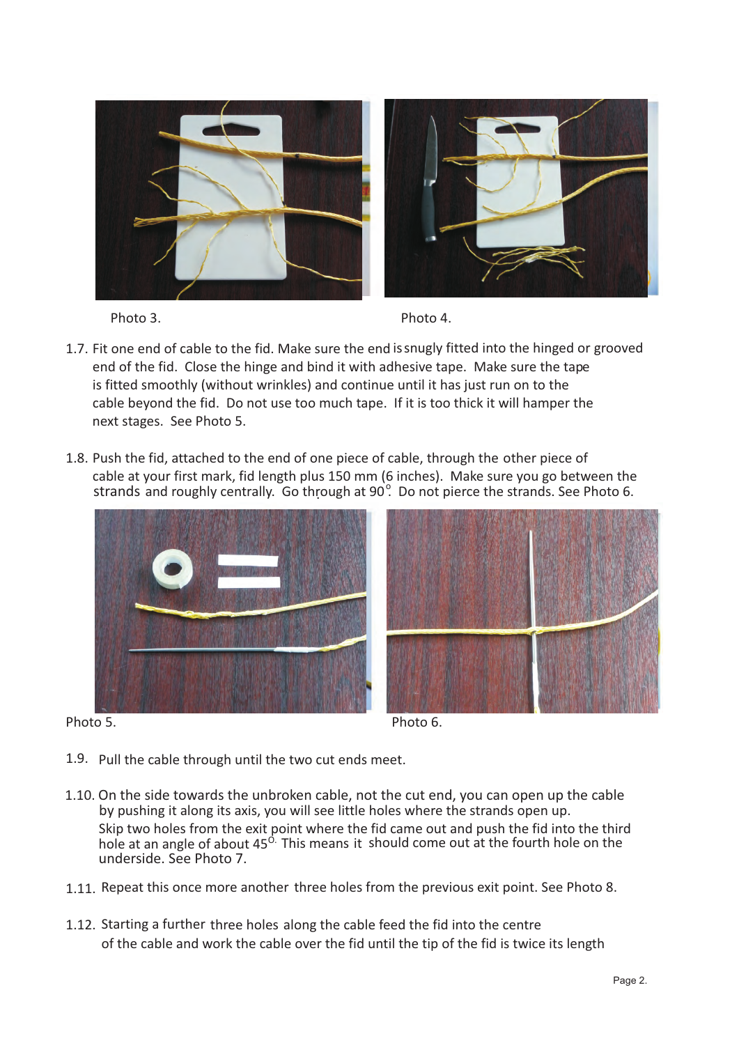Photo 3.

Photo 4.

1.7. Fit one end of cable to the fid. Make sure the end is snugly fitted into the hinged or grooved end of the fid. Close the hinge and bind it with adhesive tape. Make sure the tape is fitted smoothly (without wrinkles) and continue until it has just run on to the cable beyond the fid. Do not use too much tape. If it is too thick it will hamper the next stages. See Photo 5.

1.8. Push the fid, attached to the end of one piece of cable, through the other piece of cable at your first mark, fid length plus 150 mm (6 inches). Make sure you go between the strands and roughly centrally. Go through at 90°. Do not pierce the strands. See Photo 6.

Photo 5.

Photo 6.

1.9. Pull the cable through until the two cut ends meet.

1.10. On the side towards the unbroken cable, not the cut end, you can open up the cable by pushing it along its axis, you will see little holes where the strands open up. Skip two holes from the exit point where the fid came out and push the fid into the third hole at an angle of about 45°. This means it should come out at the fourth hole on the underside. See Photo 7.

1.11. Repeat this once more another three holes from the previous exit point. See Photo 8.

1.12. Starting a further three holes along the cable feed the fid into the centre of the cable and work the cable over the fid until the tip of the fid is twice its length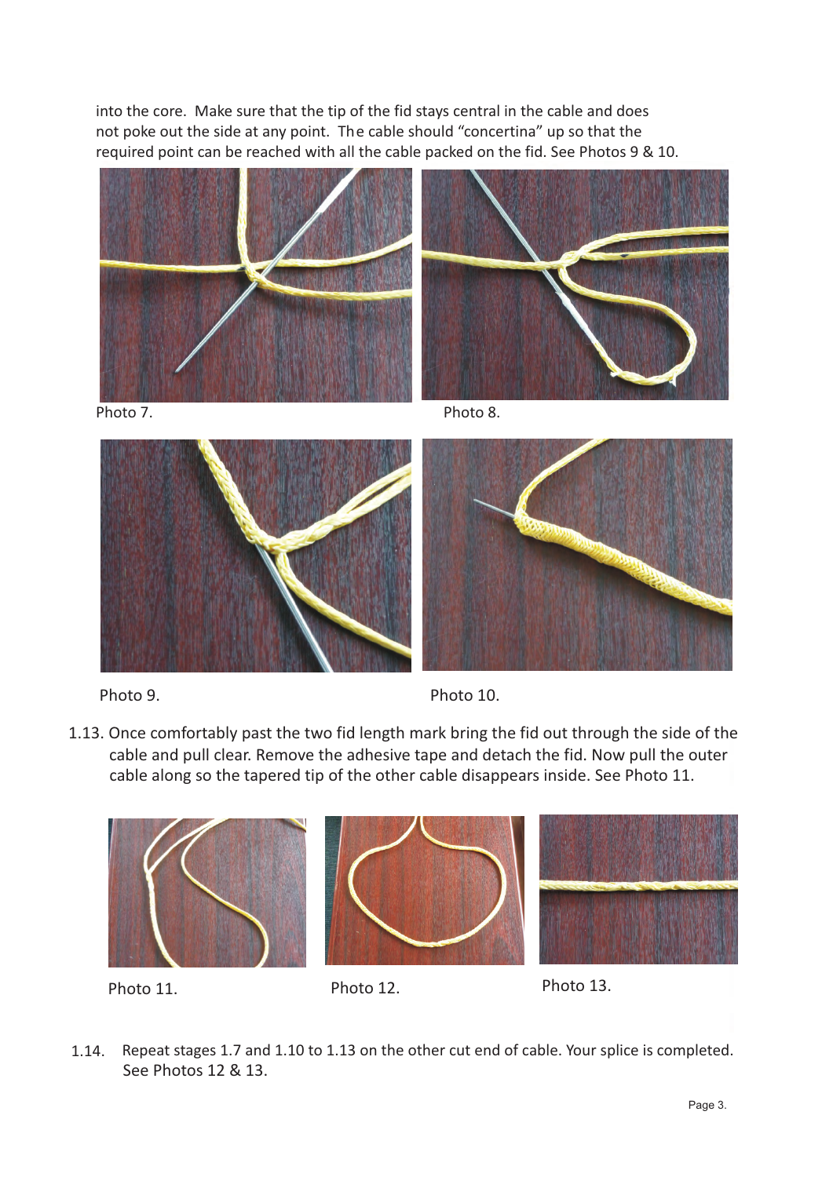into the core. Make sure that the tip of the fid stays central in the cable and does not poke out the side at any point. The cable should "concertina" up so that the required point can be reached with all the cable packed on the fid. See Photos 9 & 10.

Photo 7.

Photo 8.

Photo 9.

Photo 10.

1.13. Once comfortably past the two fid length mark bring the fid out through the side of the cable and pull clear. Remove the adhesive tape and detach the fid. Now pull the outer cable along so the tapered tip of the other cable disappears inside. See Photo 11.

Photo 11.

Photo 12.

Photo 13.

1.14. Repeat stages 1.7 and 1.10 to 1.13 on the other cut end of cable. Your splice is completed. See Photos 12 & 13.